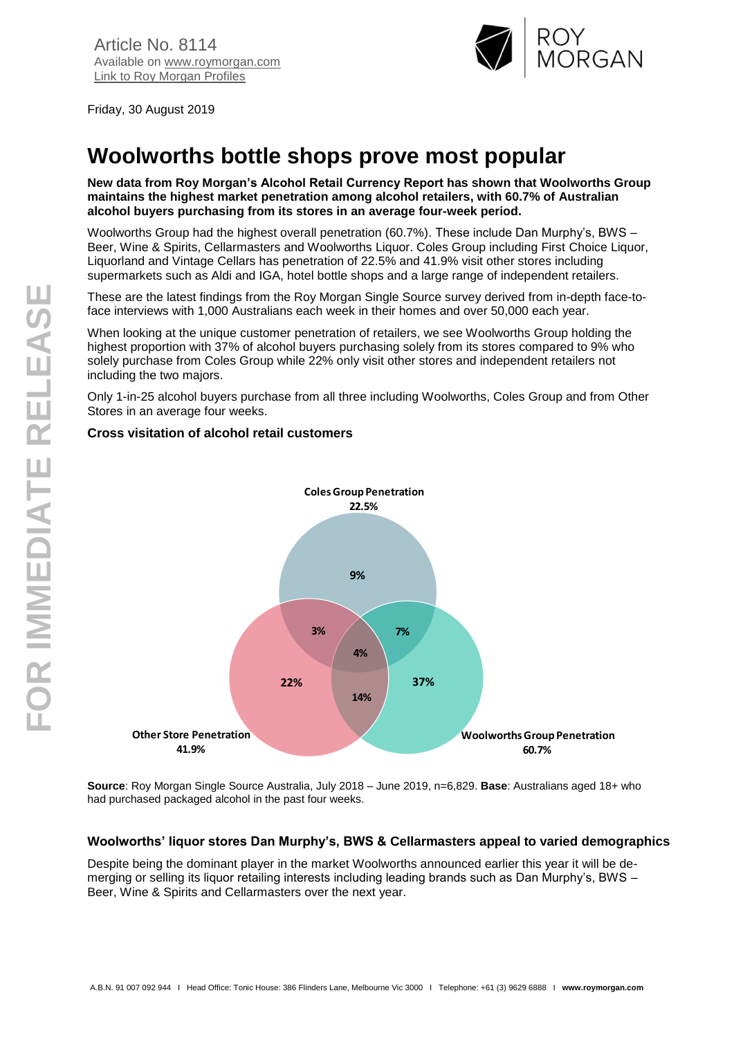Article No. 8114
Available on [www.roymorgan.com](http://www.roymorgan.com)
[Link to Roy Morgan Profiles]()

Friday, 30 August 2019

# Woolworths bottle shops prove most popular

**New data from Roy Morgan's Alcohol Retail Currency Report has shown that Woolworths Group maintains the highest market penetration among alcohol retailers, with 60.7% of Australian alcohol buyers purchasing from its stores in an average four-week period.**

Woolworths Group had the highest overall penetration (60.7%). These include Dan Murphy's, BWS – Beer, Wine & Spirits, Cellarmasters and Woolworths Liquor. Coles Group including First Choice Liquor, Liquorland and Vintage Cellars has penetration of 22.5% and 41.9% visit other stores including supermarkets such as Aldi and IGA, hotel bottle shops and a large range of independent retailers.

These are the latest findings from the Roy Morgan Single Source survey derived from in-depth face-to-face interviews with 1,000 Australians each week in their homes and over 50,000 each year.

When looking at the unique customer penetration of retailers, we see Woolworths Group holding the highest proportion with 37% of alcohol buyers purchasing solely from its stores compared to 9% who solely purchase from Coles Group while 22% only visit other stores and independent retailers not including the two majors.

Only 1-in-25 alcohol buyers purchase from all three including Woolworths, Coles Group and from Other Stores in an average four weeks.

**Cross visitation of alcohol retail customers**

Coles Group Penetration 22.5%
Other Store Penetration 41.9%
Woolworths Group Penetration 60.7%

9%, 3%, 7%, 4%, 22%, 14%, 37%

**Source**: Roy Morgan Single Source Australia, July 2018 – June 2019, n=6,829. **Base**: Australians aged 18+ who had purchased packaged alcohol in the past four weeks.

## Woolworths' liquor stores Dan Murphy's, BWS & Cellarmasters appeal to varied demographics

Despite being the dominant player in the market Woolworths announced earlier this year it will be de-merging or selling its liquor retailing interests including leading brands such as Dan Murphy's, BWS – Beer, Wine & Spirits and Cellarmasters over the next year.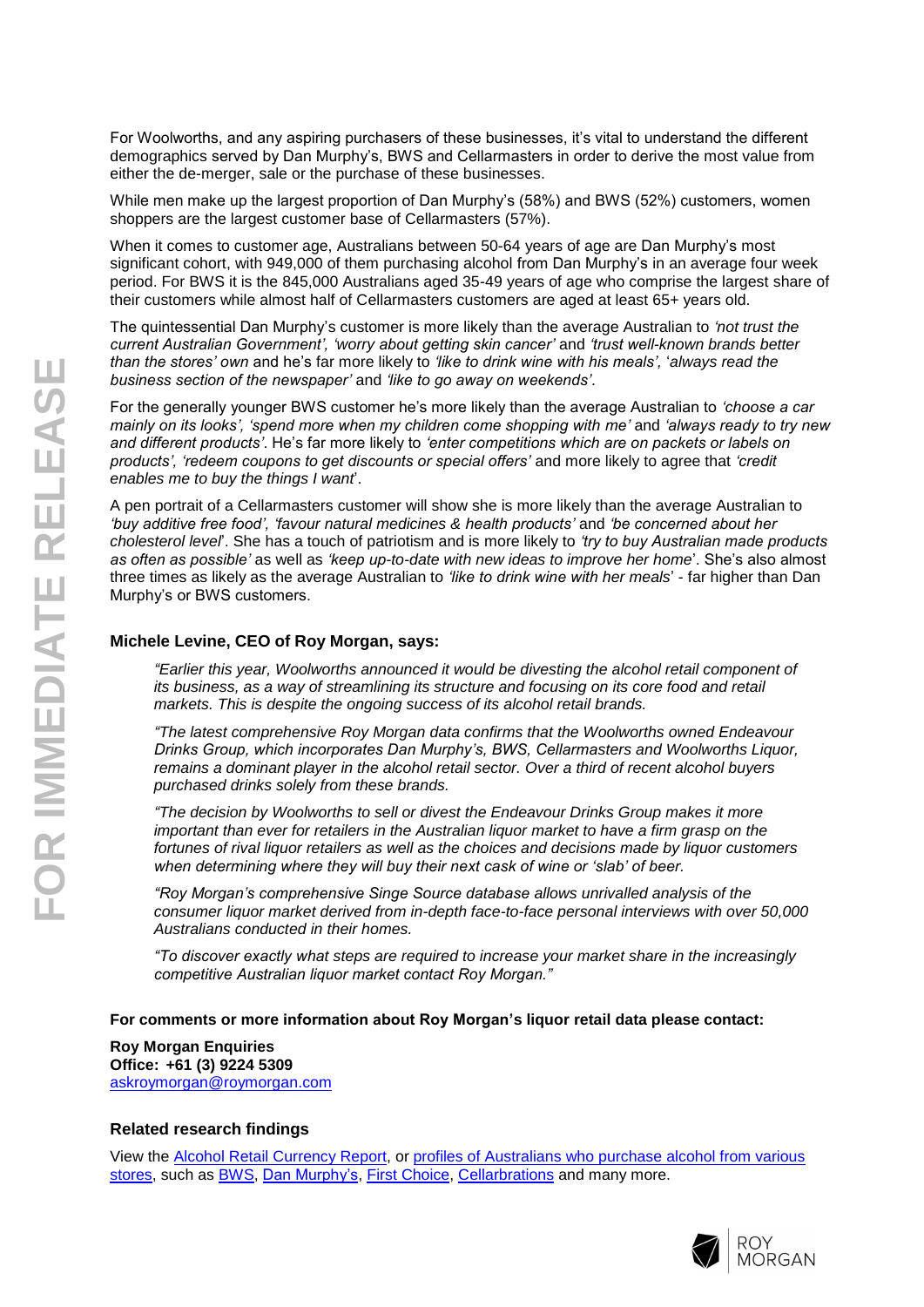For Woolworths, and any aspiring purchasers of these businesses, it's vital to understand the different demographics served by Dan Murphy's, BWS and Cellarmasters in order to derive the most value from either the de-merger, sale or the purchase of these businesses.

While men make up the largest proportion of Dan Murphy's (58%) and BWS (52%) customers, women shoppers are the largest customer base of Cellarmasters (57%).

When it comes to customer age, Australians between 50-64 years of age are Dan Murphy's most significant cohort, with 949,000 of them purchasing alcohol from Dan Murphy's in an average four week period. For BWS it is the 845,000 Australians aged 35-49 years of age who comprise the largest share of their customers while almost half of Cellarmasters customers are aged at least 65+ years old.

The quintessential Dan Murphy's customer is more likely than the average Australian to *'not trust the current Australian Government', 'worry about getting skin cancer'* and *'trust well-known brands better than the stores' own* and he's far more likely to *'like to drink wine with his meals'*, '*always read the business section of the newspaper'* and *'like to go away on weekends'*.

For the generally younger BWS customer he's more likely than the average Australian to *'choose a car mainly on its looks', 'spend more when my children come shopping with me'* and *'always ready to try new and different products'*. He's far more likely to *'enter competitions which are on packets or labels on products', 'redeem coupons to get discounts or special offers'* and more likely to agree that *'credit enables me to buy the things I want*'.

A pen portrait of a Cellarmasters customer will show she is more likely than the average Australian to *'buy additive free food', 'favour natural medicines & health products'* and *'be concerned about her cholesterol level*'. She has a touch of patriotism and is more likely to *'try to buy Australian made products as often as possible'* as well as *'keep up-to-date with new ideas to improve her home*'. She's also almost three times as likely as the average Australian to *'like to drink wine with her meals*' - far higher than Dan Murphy's or BWS customers.

**Michele Levine, CEO of Roy Morgan, says:**

> *"Earlier this year, Woolworths announced it would be divesting the alcohol retail component of its business, as a way of streamlining its structure and focusing on its core food and retail markets. This is despite the ongoing success of its alcohol retail brands.*
>
> *"The latest comprehensive Roy Morgan data confirms that the Woolworths owned Endeavour Drinks Group, which incorporates Dan Murphy's, BWS, Cellarmasters and Woolworths Liquor, remains a dominant player in the alcohol retail sector. Over a third of recent alcohol buyers purchased drinks solely from these brands.*
>
> *"The decision by Woolworths to sell or divest the Endeavour Drinks Group makes it more important than ever for retailers in the Australian liquor market to have a firm grasp on the fortunes of rival liquor retailers as well as the choices and decisions made by liquor customers when determining where they will buy their next cask of wine or 'slab' of beer.*
>
> *"Roy Morgan's comprehensive Singe Source database allows unrivalled analysis of the consumer liquor market derived from in-depth face-to-face personal interviews with over 50,000 Australians conducted in their homes.*
>
> *"To discover exactly what steps are required to increase your market share in the increasingly competitive Australian liquor market contact Roy Morgan."*

**For comments or more information about Roy Morgan's liquor retail data please contact:**

**Roy Morgan Enquiries**
**Office: +61 (3) 9224 5309**
askroymorgan@roymorgan.com

### Related research findings

View the Alcohol Retail Currency Report, or profiles of Australians who purchase alcohol from various stores, such as BWS, Dan Murphy's, First Choice, Cellarbrations and many more.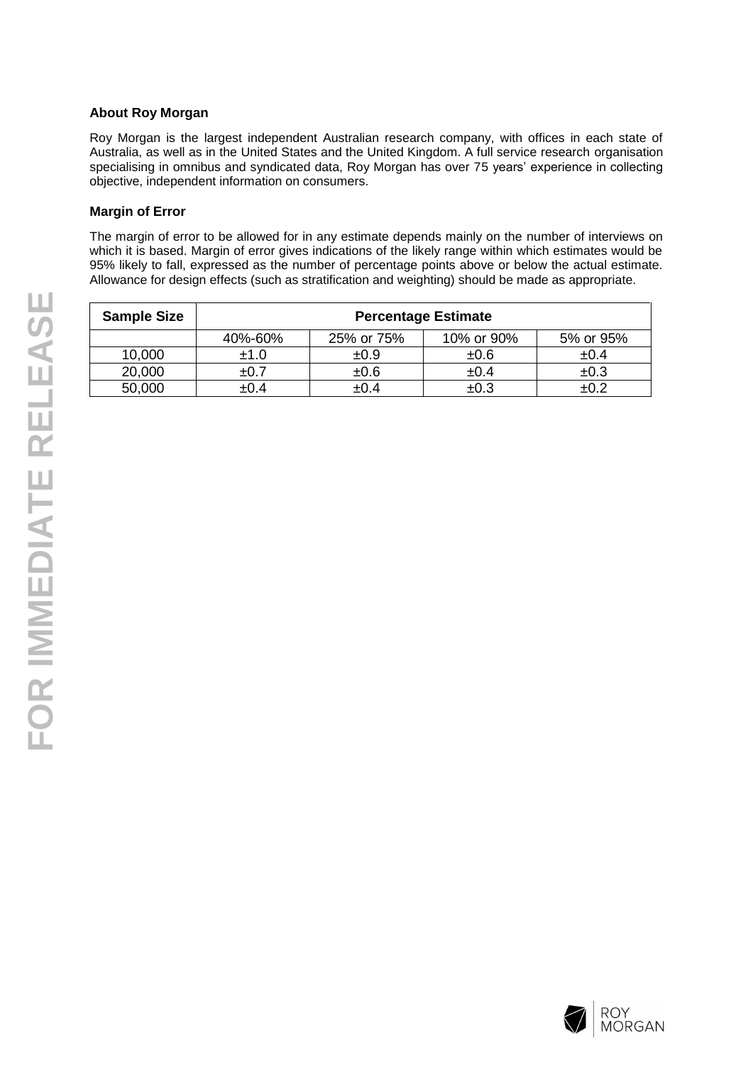**About Roy Morgan**

Roy Morgan is the largest independent Australian research company, with offices in each state of Australia, as well as in the United States and the United Kingdom. A full service research organisation specialising in omnibus and syndicated data, Roy Morgan has over 75 years' experience in collecting objective, independent information on consumers.

**Margin of Error**

The margin of error to be allowed for in any estimate depends mainly on the number of interviews on which it is based. Margin of error gives indications of the likely range within which estimates would be 95% likely to fall, expressed as the number of percentage points above or below the actual estimate. Allowance for design effects (such as stratification and weighting) should be made as appropriate.

| Sample Size | Percentage Estimate | | | |
|---|---|---|---|---|
| | 40%-60% | 25% or 75% | 10% or 90% | 5% or 95% |
| 10,000 | ±1.0 | ±0.9 | ±0.6 | ±0.4 |
| 20,000 | ±0.7 | ±0.6 | ±0.4 | ±0.3 |
| 50,000 | ±0.4 | ±0.4 | ±0.3 | ±0.2 |